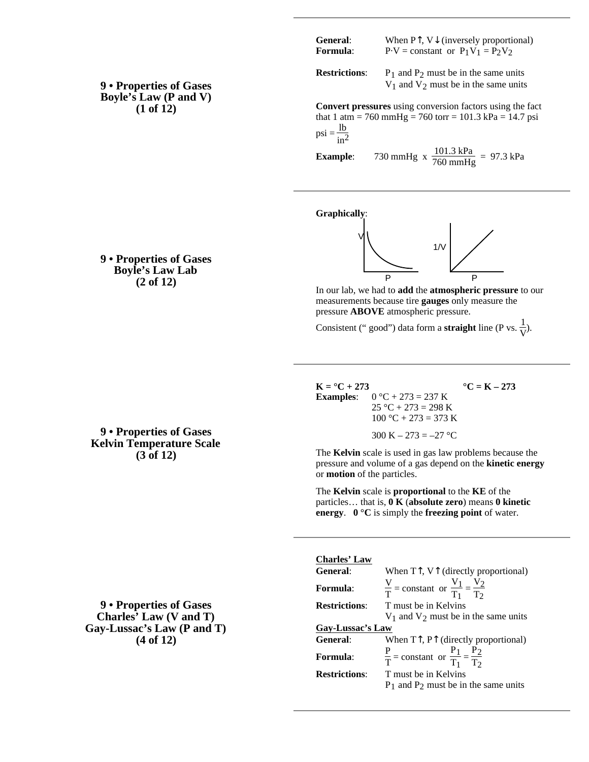## 9 • Properties of Gases
## Boyle's Law (P and V)
## (1 of 12)

**General**: When P↑, V↓ (inversely proportional)

**Formula**: $P \cdot V = \text{constant}$ or $P_1V_1 = P_2V_2$

**Restrictions**: $P_1$ and $P_2$ must be in the same units
$V_1$ and $V_2$ must be in the same units

**Convert pressures** using conversion factors using the fact that 1 atm = 760 mmHg = 760 torr = 101.3 kPa = 14.7 psi

$\text{psi} = \dfrac{\text{lb}}{\text{in}^2}$

**Example**: $730 \text{ mmHg} \times \dfrac{101.3 \text{ kPa}}{760 \text{ mmHg}} = 97.3 \text{ kPa}$

## 9 • Properties of Gases
## Boyle's Law Lab
## (2 of 12)

**Graphically**:

V vs. P; 1/V vs. P

In our lab, we had to **add** the **atmospheric pressure** to our measurements because tire **gauges** only measure the pressure **ABOVE** atmospheric pressure.

Consistent ("good") data form a **straight** line (P vs. $\frac{1}{V}$).

## 9 • Properties of Gases
## Kelvin Temperature Scale
## (3 of 12)

**K = °C + 273** **°C = K – 273**

**Examples**:
0 °C + 273 = 237 K
25 °C + 273 = 298 K
100 °C + 273 = 373 K

300 K – 273 = –27 °C

The **Kelvin** scale is used in gas law problems because the pressure and volume of a gas depend on the **kinetic energy** or **motion** of the particles.

The **Kelvin** scale is **proportional** to the **KE** of the particles… that is, **0 K** (**absolute zero**) means **0 kinetic energy**. **0 °C** is simply the **freezing point** of water.

## 9 • Properties of Gases
## Charles' Law (V and T)
## Gay-Lussac's Law (P and T)
## (4 of 12)

**Charles' Law**

**General**: When T↑, V↑ (directly proportional)

**Formula**: $\dfrac{V}{T} = \text{constant}$ or $\dfrac{V_1}{T_1} = \dfrac{V_2}{T_2}$

**Restrictions**: T must be in Kelvins
$V_1$ and $V_2$ must be in the same units

**Gay-Lussac's Law**

**General**: When T↑, P↑ (directly proportional)

**Formula**: $\dfrac{P}{T} = \text{constant}$ or $\dfrac{P_1}{T_1} = \dfrac{P_2}{T_2}$

**Restrictions**: T must be in Kelvins
$P_1$ and $P_2$ must be in the same units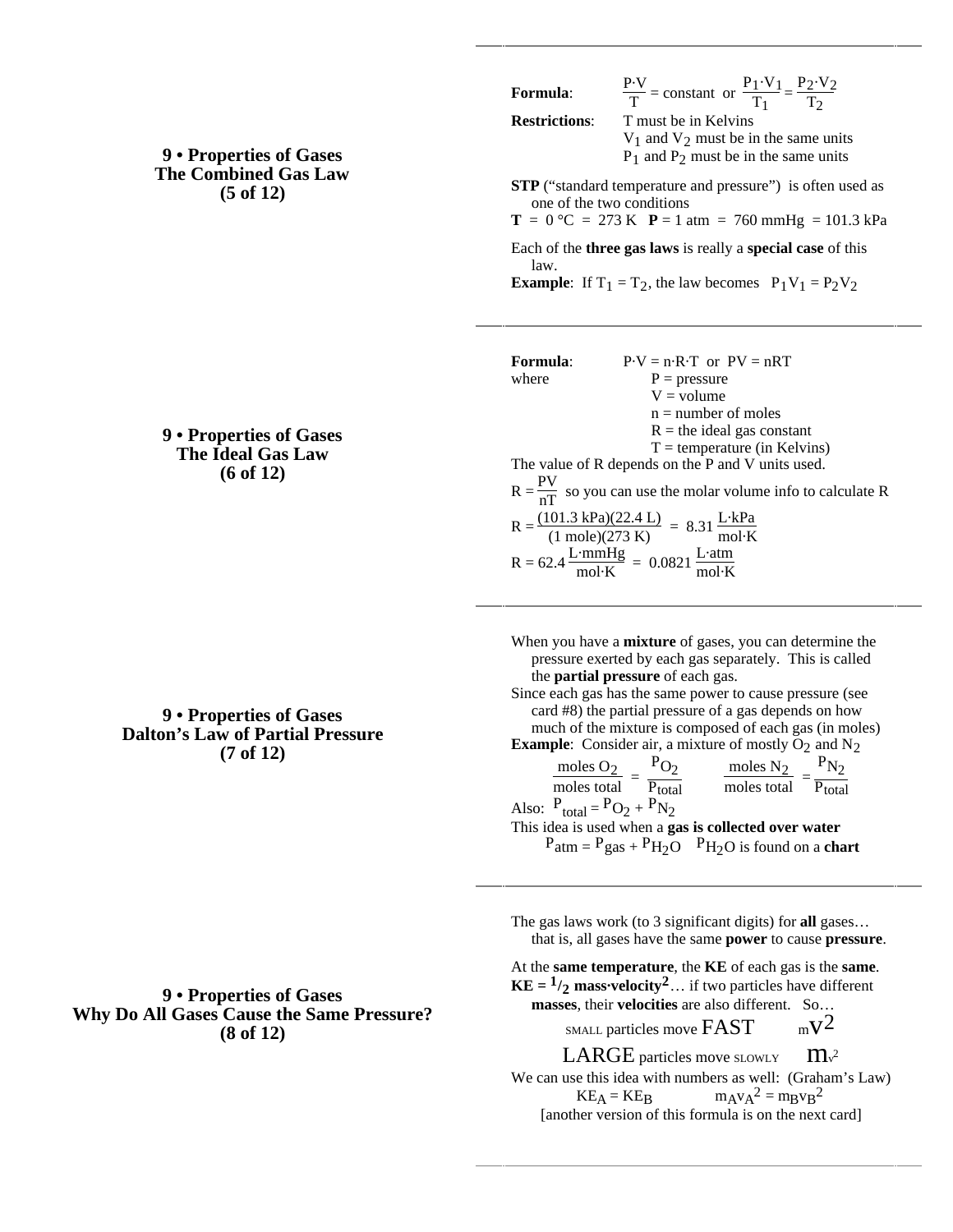## 9 • Properties of Gases
## The Combined Gas Law
## (5 of 12)

**Formula**: $\frac{P \cdot V}{T}$ = constant or $\frac{P_1 \cdot V_1}{T_1} = \frac{P_2 \cdot V_2}{T_2}$

**Restrictions**: T must be in Kelvins
$V_1$ and $V_2$ must be in the same units
$P_1$ and $P_2$ must be in the same units

**STP** ("standard temperature and pressure") is often used as one of the two conditions

**T** = 0 °C = 273 K **P** = 1 atm = 760 mmHg = 101.3 kPa

Each of the **three gas laws** is really a **special case** of this law.

**Example**: If $T_1 = T_2$, the law becomes $P_1V_1 = P_2V_2$

---

## 9 • Properties of Gases
## The Ideal Gas Law
## (6 of 12)

**Formula**: $P \cdot V = n \cdot R \cdot T$ or $PV = nRT$

where
- P = pressure
- V = volume
- n = number of moles
- R = the ideal gas constant
- T = temperature (in Kelvins)

The value of R depends on the P and V units used.

$R = \frac{PV}{nT}$ so you can use the molar volume info to calculate R

$$R = \frac{(101.3 \text{ kPa})(22.4 \text{ L})}{(1 \text{ mole})(273 \text{ K})} = 8.31 \frac{\text{L} \cdot \text{kPa}}{\text{mol} \cdot \text{K}}$$

$$R = 62.4 \frac{\text{L} \cdot \text{mmHg}}{\text{mol} \cdot \text{K}} = 0.0821 \frac{\text{L} \cdot \text{atm}}{\text{mol} \cdot \text{K}}$$

---

## 9 • Properties of Gases
## Dalton's Law of Partial Pressure
## (7 of 12)

When you have a **mixture** of gases, you can determine the pressure exerted by each gas separately. This is called the **partial pressure** of each gas.

Since each gas has the same power to cause pressure (see card #8) the partial pressure of a gas depends on how much of the mixture is composed of each gas (in moles)

**Example**: Consider air, a mixture of mostly $O_2$ and $N_2$

$$\frac{\text{moles } O_2}{\text{moles total}} = \frac{P_{O_2}}{P_{total}} \qquad \frac{\text{moles } N_2}{\text{moles total}} = \frac{P_{N_2}}{P_{total}}$$

Also: $P_{total} = P_{O_2} + P_{N_2}$

This idea is used when a **gas is collected over water**

$P_{atm} = P_{gas} + P_{H_2O}$ $\quad P_{H_2O}$ is found on a **chart**

---

## 9 • Properties of Gases
## Why Do All Gases Cause the Same Pressure?
## (8 of 12)

The gas laws work (to 3 significant digits) for **all** gases… that is, all gases have the same **power** to cause **pressure**.

At the **same temperature**, the **KE** of each gas is the **same**.

**KE = ½ mass·velocity²**… if two particles have different **masses**, their **velocities** are also different. So…

SMALL particles move FAST $\qquad m\mathbf{V}^2$

LARGE particles move SLOWLY $\qquad \mathbf{M}v^2$

We can use this idea with numbers as well: (Graham's Law)

$KE_A = KE_B \qquad m_Av_A^2 = m_Bv_B^2$

[another version of this formula is on the next card]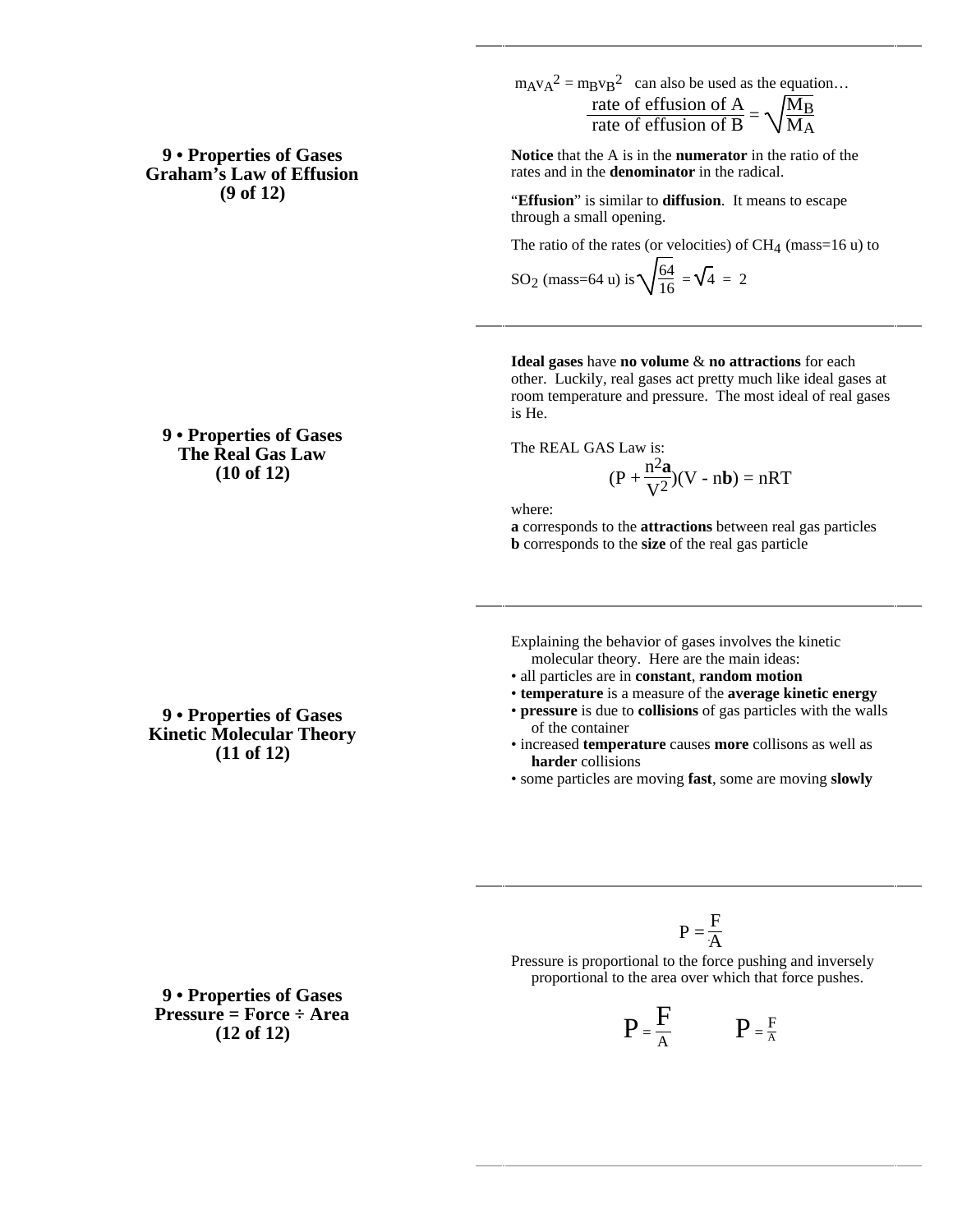## 9 • Properties of Gases
## Graham's Law of Effusion
## (9 of 12)

$m_A v_A^2 = m_B v_B^2$ can also be used as the equation…

$$\frac{\text{rate of effusion of A}}{\text{rate of effusion of B}} = \sqrt{\frac{M_B}{M_A}}$$

**Notice** that the A is in the **numerator** in the ratio of the rates and in the **denominator** in the radical.

"**Effusion**" is similar to **diffusion**. It means to escape through a small opening.

The ratio of the rates (or velocities) of $CH_4$ (mass=16 u) to $SO_2$ (mass=64 u) is $\sqrt{\frac{64}{16}} = \sqrt{4} = 2$

## 9 • Properties of Gases
## The Real Gas Law
## (10 of 12)

**Ideal gases** have **no volume** & **no attractions** for each other. Luckily, real gases act pretty much like ideal gases at room temperature and pressure. The most ideal of real gases is He.

The REAL GAS Law is:

$$(P + \frac{n^2\mathbf{a}}{V^2})(V - n\mathbf{b}) = nRT$$

where:
**a** corresponds to the **attractions** between real gas particles
**b** corresponds to the **size** of the real gas particle

## 9 • Properties of Gases
## Kinetic Molecular Theory
## (11 of 12)

Explaining the behavior of gases involves the kinetic molecular theory. Here are the main ideas:

- all particles are in **constant**, **random motion**
- **temperature** is a measure of the **average kinetic energy**
- **pressure** is due to **collisions** of gas particles with the walls of the container
- increased **temperature** causes **more** collisons as well as **harder** collisions
- some particles are moving **fast**, some are moving **slowly**

## 9 • Properties of Gases
## Pressure = Force ÷ Area
## (12 of 12)

$$P = \frac{F}{A}$$

Pressure is proportional to the force pushing and inversely proportional to the area over which that force pushes.

$$P = \frac{F}{A} \qquad P = \frac{F}{A}$$